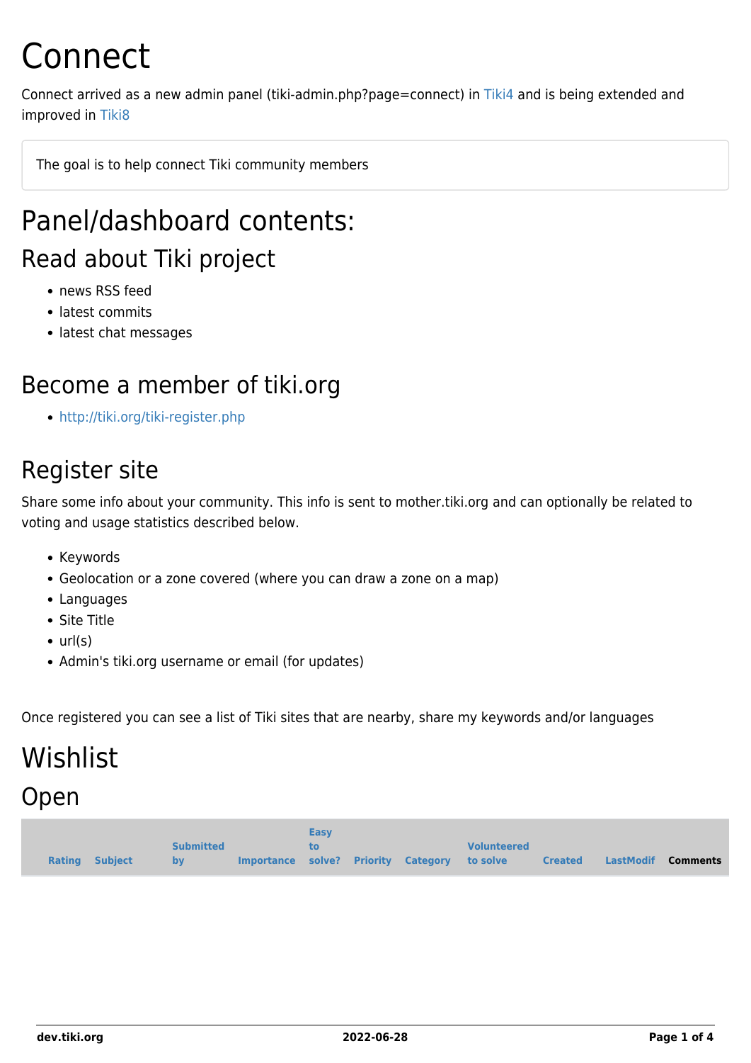# Connect

Connect arrived as a new admin panel (tiki-admin.php?page=connect) in Tiki4 and is being extended and improved in Tiki8

> The goal is to help connect Tiki community members

# Panel/dashboard contents:

## Read about Tiki project

- news RSS feed
- latest commits
- latest chat messages

## Become a member of tiki.org

- http://tiki.org/tiki-register.php

## Register site

Share some info about your community. This info is sent to mother.tiki.org and can optionally be related to voting and usage statistics described below.

- Keywords
- Geolocation or a zone covered (where you can draw a zone on a map)
- Languages
- Site Title
- url(s)
- Admin's tiki.org username or email (for updates)

Once registered you can see a list of Tiki sites that are nearby, share my keywords and/or languages

# Wishlist

## Open

| Rating | Subject | Submitted by | Importance | Easy to solve? | Priority | Category | Volunteered to solve | Created | LastModif | Comments |
|---|---|---|---|---|---|---|---|---|---|---|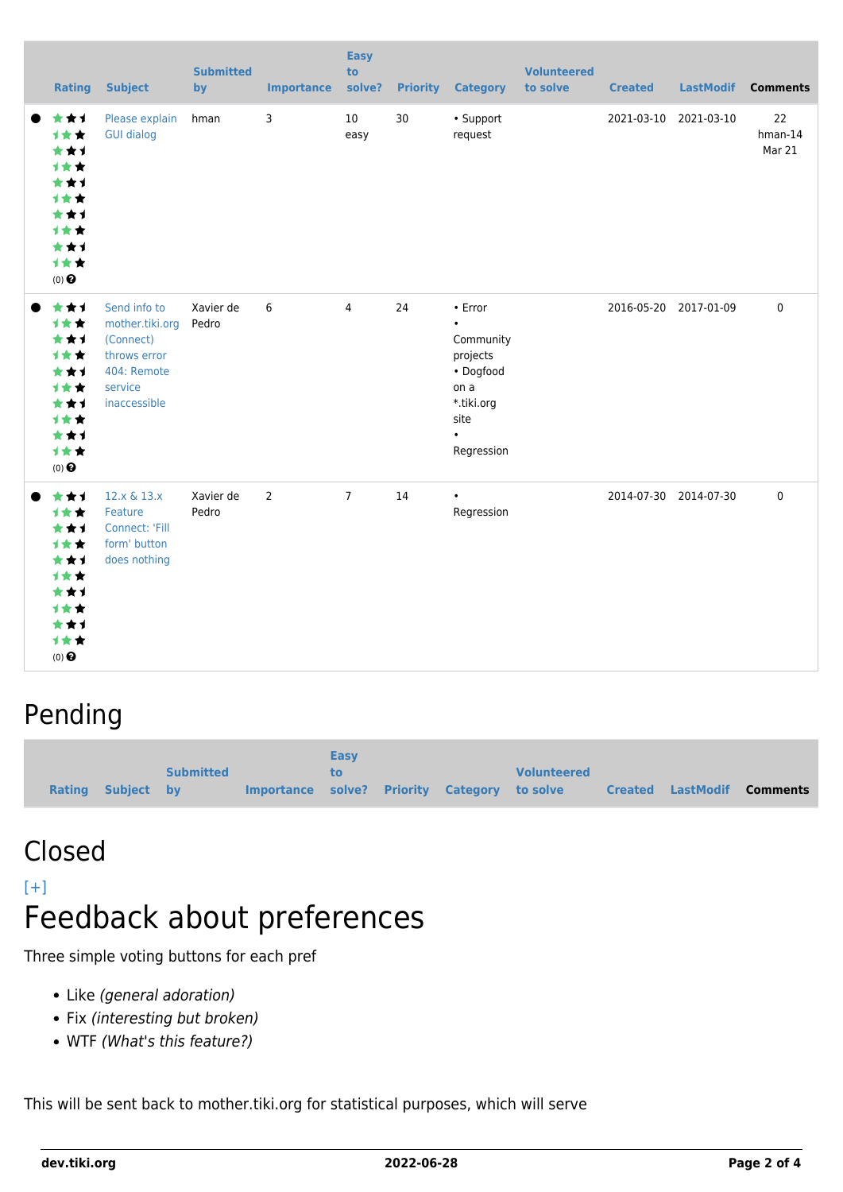| | Rating | Subject | Submitted by | Importance | Easy to solve? | Priority | Category | Volunteered to solve | Created | LastModif | Comments |
|---|---|---|---|---|---|---|---|---|---|---|---|
| ● | (0) | Please explain GUI dialog | hman | 3 | 10 easy | 30 | • Support request | | 2021-03-10 | 2021-03-10 | 22 hman-14 Mar 21 |
| ● | (0) | Send info to mother.tiki.org (Connect) throws error 404: Remote service inaccessible | Xavier de Pedro | 6 | 4 | 24 | • Error • Community projects • Dogfood on a *.tiki.org site • Regression | | 2016-05-20 | 2017-01-09 | 0 |
| ● | (0) | 12.x & 13.x Feature Connect: 'Fill form' button does nothing | Xavier de Pedro | 2 | 7 | 14 | • Regression | | 2014-07-30 | 2014-07-30 | 0 |

# Pending

| Rating | Subject | Submitted by | Importance | Easy to solve? | Priority | Category | Volunteered to solve | Created | LastModif | Comments |
|---|---|---|---|---|---|---|---|---|---|---|

# Closed

[+]

# Feedback about preferences

Three simple voting buttons for each pref

- Like *(general adoration)*
- Fix *(interesting but broken)*
- WTF *(What's this feature?)*

This will be sent back to mother.tiki.org for statistical purposes, which will serve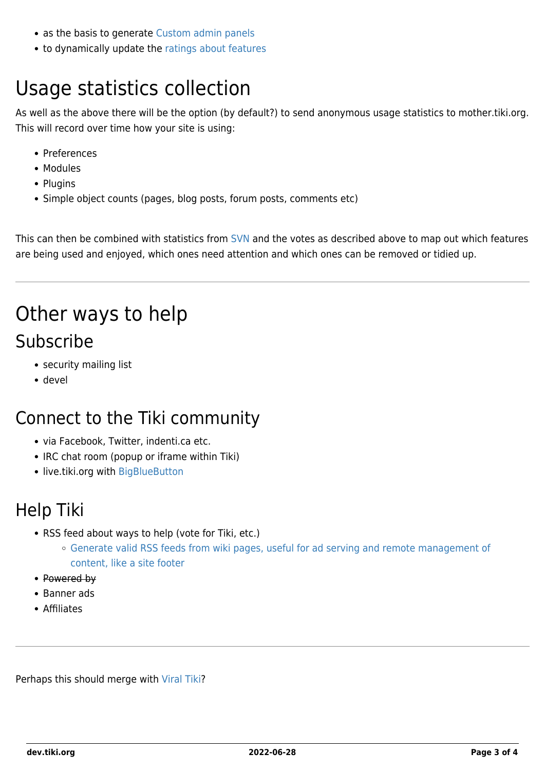- as the basis to generate Custom admin panels
- to dynamically update the ratings about features

# Usage statistics collection

As well as the above there will be the option (by default?) to send anonymous usage statistics to mother.tiki.org. This will record over time how your site is using:

- Preferences
- Modules
- Plugins
- Simple object counts (pages, blog posts, forum posts, comments etc)

This can then be combined with statistics from SVN and the votes as described above to map out which features are being used and enjoyed, which ones need attention and which ones can be removed or tidied up.

---

# Other ways to help

## Subscribe

- security mailing list
- devel

## Connect to the Tiki community

- via Facebook, Twitter, indenti.ca etc.
- IRC chat room (popup or iframe within Tiki)
- live.tiki.org with BigBlueButton

## Help Tiki

- RSS feed about ways to help (vote for Tiki, etc.)
  - Generate valid RSS feeds from wiki pages, useful for ad serving and remote management of content, like a site footer
- ~~Powered by~~
- Banner ads
- Affiliates

---

Perhaps this should merge with Viral Tiki?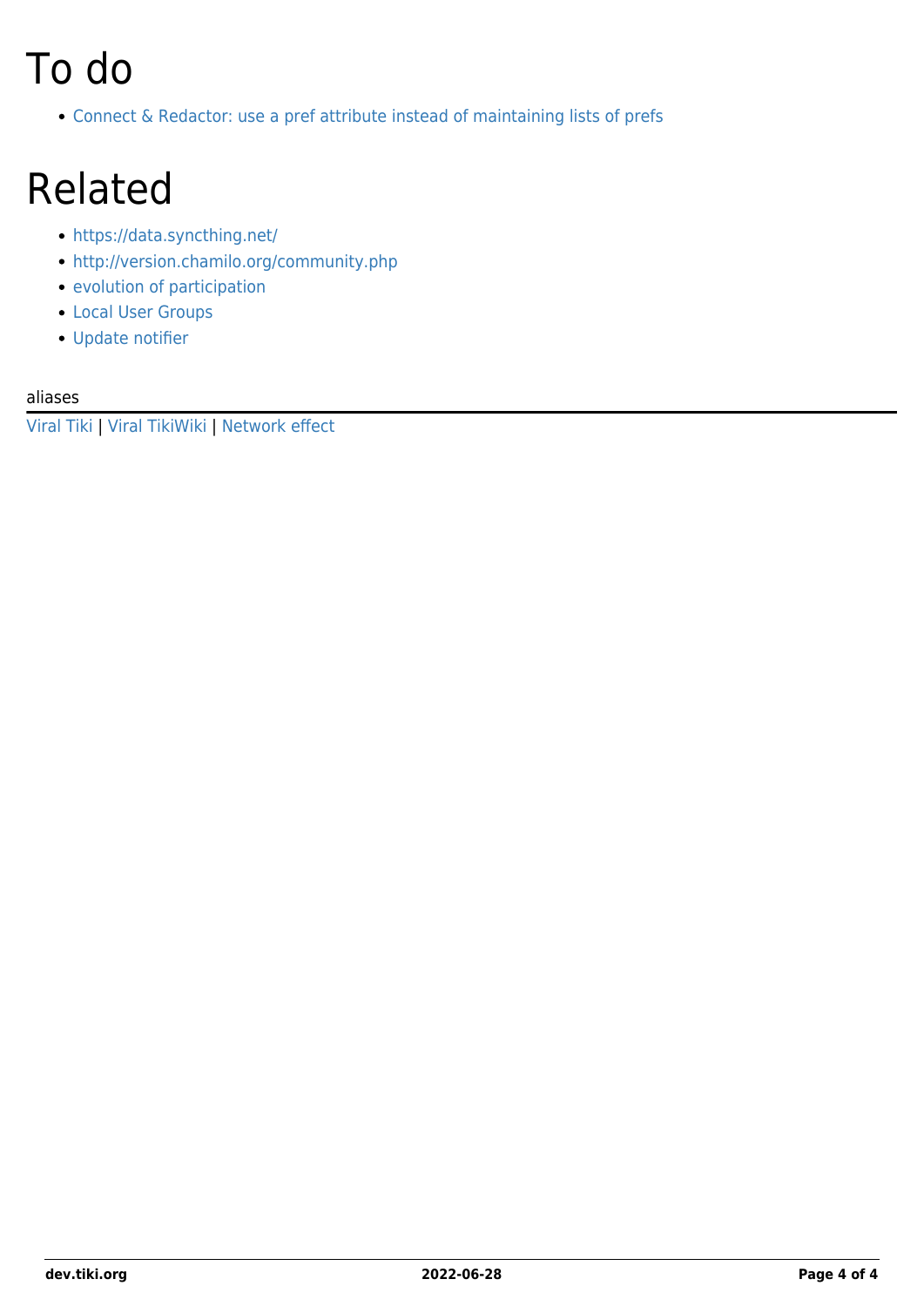# To do

- Connect & Redactor: use a pref attribute instead of maintaining lists of prefs

# Related

- https://data.syncthing.net/
- http://version.chamilo.org/community.php
- evolution of participation
- Local User Groups
- Update notifier

aliases

Viral Tiki | Viral TikiWiki | Network effect